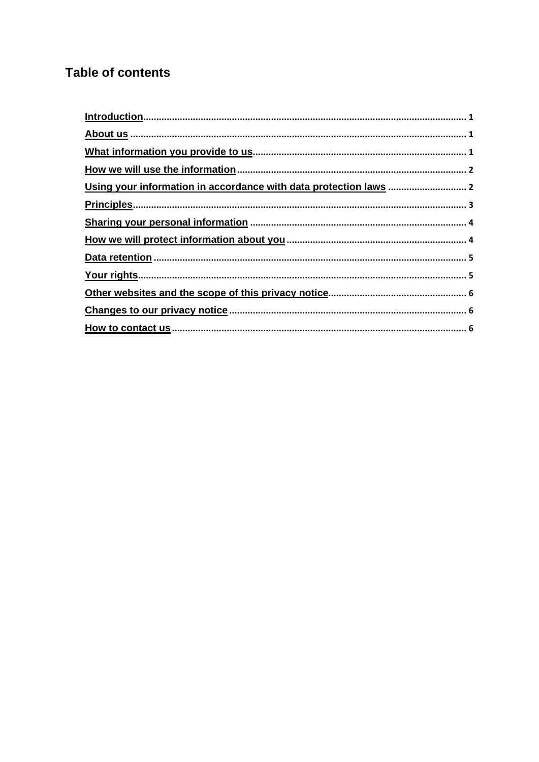## Table of contents

- Introduction ........ 1
- About us ........ 1
- What information you provide to us ........ 1
- How we will use the information ........ 2
- Using your information in accordance with data protection laws ........ 2
- Principles ........ 3
- Sharing your personal information ........ 4
- How we will protect information about you ........ 4
- Data retention ........ 5
- Your rights ........ 5
- Other websites and the scope of this privacy notice ........ 6
- Changes to our privacy notice ........ 6
- How to contact us ........ 6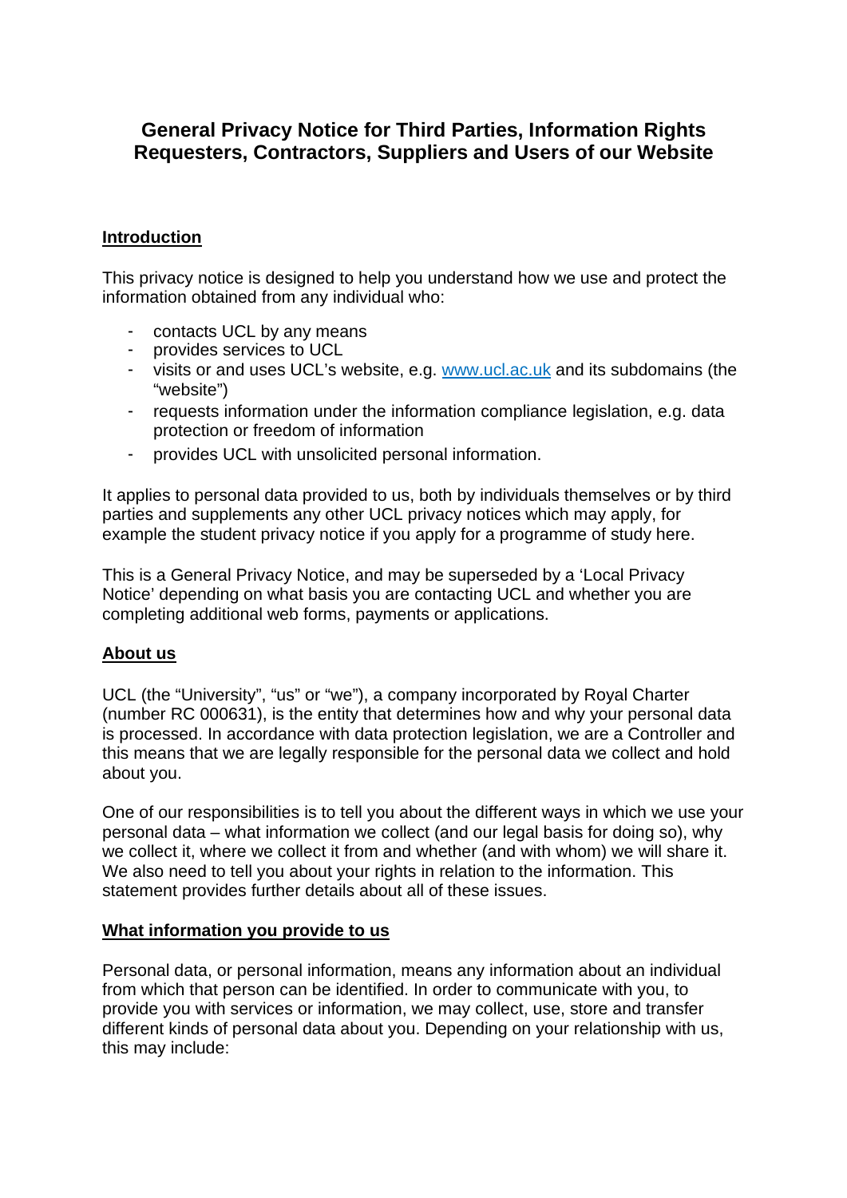# General Privacy Notice for Third Parties, Information Rights Requesters, Contractors, Suppliers and Users of our Website

## Introduction

This privacy notice is designed to help you understand how we use and protect the information obtained from any individual who:

- contacts UCL by any means
- provides services to UCL
- visits or and uses UCL's website, e.g. [www.ucl.ac.uk](http://www.ucl.ac.uk) and its subdomains (the "website")
- requests information under the information compliance legislation, e.g. data protection or freedom of information
- provides UCL with unsolicited personal information.

It applies to personal data provided to us, both by individuals themselves or by third parties and supplements any other UCL privacy notices which may apply, for example the student privacy notice if you apply for a programme of study here.

This is a General Privacy Notice, and may be superseded by a 'Local Privacy Notice' depending on what basis you are contacting UCL and whether you are completing additional web forms, payments or applications.

## About us

UCL (the "University", "us" or "we"), a company incorporated by Royal Charter (number RC 000631), is the entity that determines how and why your personal data is processed. In accordance with data protection legislation, we are a Controller and this means that we are legally responsible for the personal data we collect and hold about you.

One of our responsibilities is to tell you about the different ways in which we use your personal data – what information we collect (and our legal basis for doing so), why we collect it, where we collect it from and whether (and with whom) we will share it. We also need to tell you about your rights in relation to the information. This statement provides further details about all of these issues.

## What information you provide to us

Personal data, or personal information, means any information about an individual from which that person can be identified. In order to communicate with you, to provide you with services or information, we may collect, use, store and transfer different kinds of personal data about you. Depending on your relationship with us, this may include: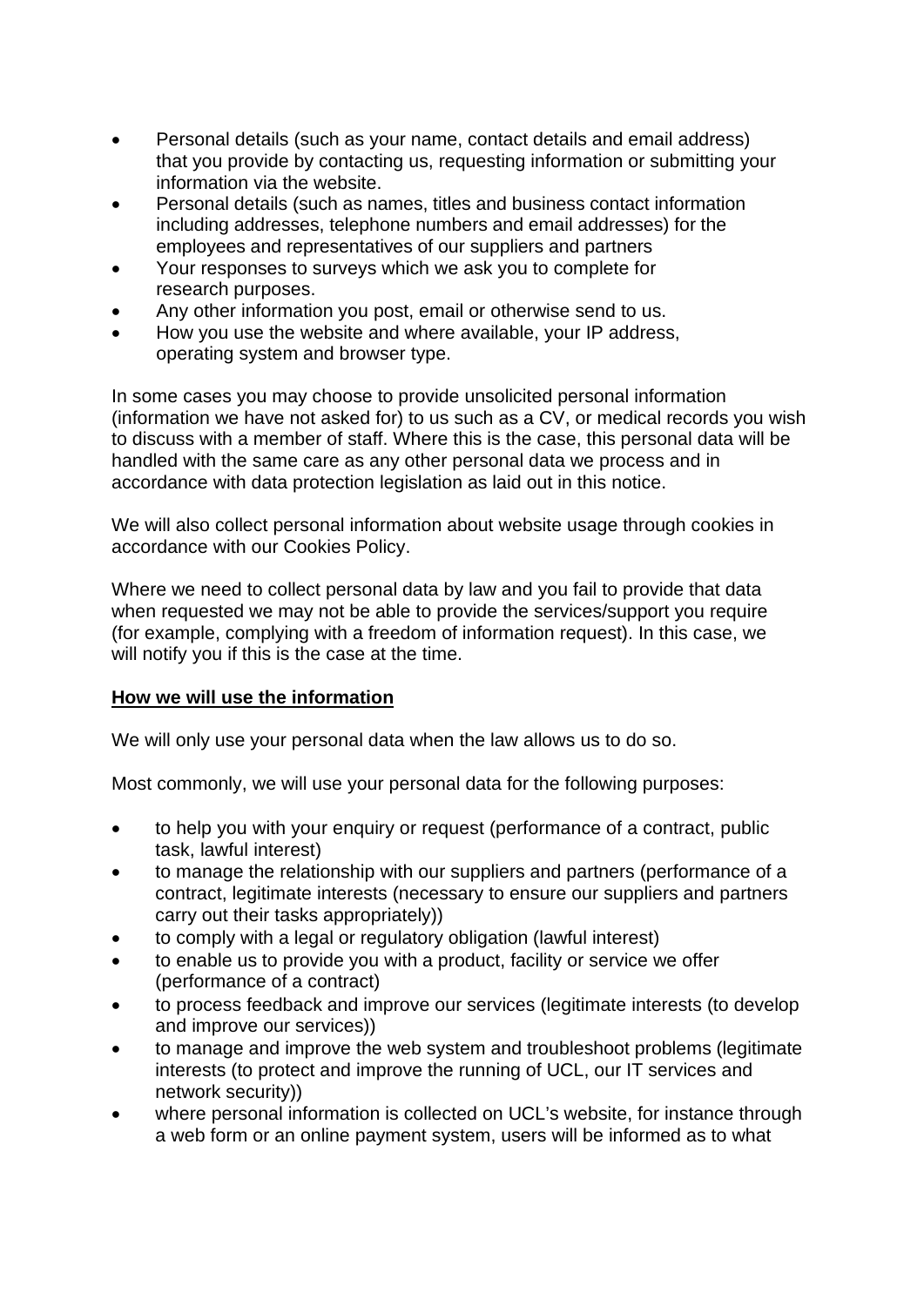- Personal details (such as your name, contact details and email address) that you provide by contacting us, requesting information or submitting your information via the website.
- Personal details (such as names, titles and business contact information including addresses, telephone numbers and email addresses) for the employees and representatives of our suppliers and partners
- Your responses to surveys which we ask you to complete for research purposes.
- Any other information you post, email or otherwise send to us.
- How you use the website and where available, your IP address, operating system and browser type.

In some cases you may choose to provide unsolicited personal information (information we have not asked for) to us such as a CV, or medical records you wish to discuss with a member of staff. Where this is the case, this personal data will be handled with the same care as any other personal data we process and in accordance with data protection legislation as laid out in this notice.

We will also collect personal information about website usage through cookies in accordance with our Cookies Policy.

Where we need to collect personal data by law and you fail to provide that data when requested we may not be able to provide the services/support you require (for example, complying with a freedom of information request). In this case, we will notify you if this is the case at the time.

**How we will use the information**

We will only use your personal data when the law allows us to do so.

Most commonly, we will use your personal data for the following purposes:

- to help you with your enquiry or request (performance of a contract, public task, lawful interest)
- to manage the relationship with our suppliers and partners (performance of a contract, legitimate interests (necessary to ensure our suppliers and partners carry out their tasks appropriately))
- to comply with a legal or regulatory obligation (lawful interest)
- to enable us to provide you with a product, facility or service we offer (performance of a contract)
- to process feedback and improve our services (legitimate interests (to develop and improve our services))
- to manage and improve the web system and troubleshoot problems (legitimate interests (to protect and improve the running of UCL, our IT services and network security))
- where personal information is collected on UCL's website, for instance through a web form or an online payment system, users will be informed as to what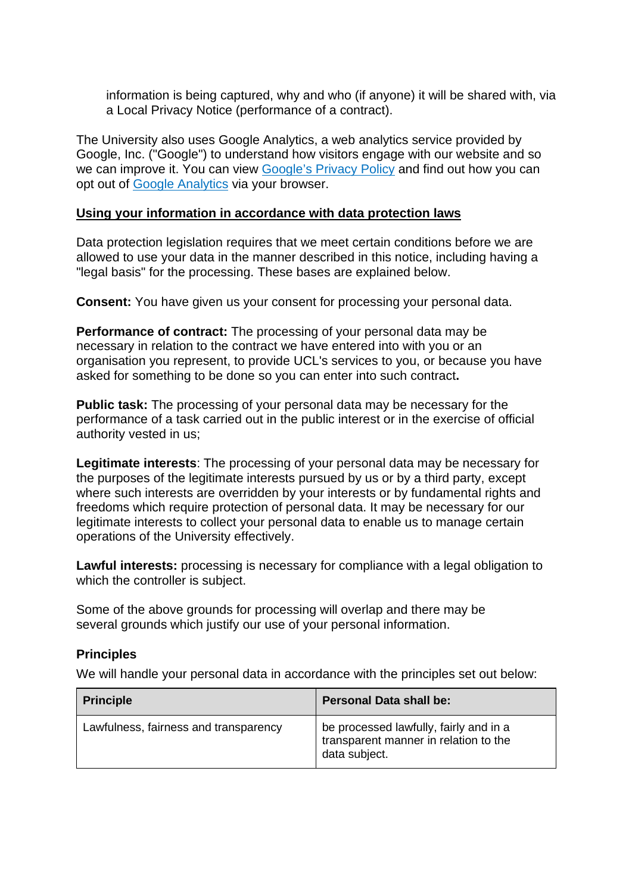information is being captured, why and who (if anyone) it will be shared with, via a Local Privacy Notice (performance of a contract).

The University also uses Google Analytics, a web analytics service provided by Google, Inc. ("Google") to understand how visitors engage with our website and so we can improve it. You can view Google's Privacy Policy and find out how you can opt out of Google Analytics via your browser.

**Using your information in accordance with data protection laws**

Data protection legislation requires that we meet certain conditions before we are allowed to use your data in the manner described in this notice, including having a "legal basis" for the processing. These bases are explained below.

**Consent:** You have given us your consent for processing your personal data.

**Performance of contract:** The processing of your personal data may be necessary in relation to the contract we have entered into with you or an organisation you represent, to provide UCL's services to you, or because you have asked for something to be done so you can enter into such contract**.**

**Public task:** The processing of your personal data may be necessary for the performance of a task carried out in the public interest or in the exercise of official authority vested in us;

**Legitimate interests**: The processing of your personal data may be necessary for the purposes of the legitimate interests pursued by us or by a third party, except where such interests are overridden by your interests or by fundamental rights and freedoms which require protection of personal data. It may be necessary for our legitimate interests to collect your personal data to enable us to manage certain operations of the University effectively.

**Lawful interests:** processing is necessary for compliance with a legal obligation to which the controller is subject.

Some of the above grounds for processing will overlap and there may be several grounds which justify our use of your personal information.

**Principles**

We will handle your personal data in accordance with the principles set out below:

| Principle | Personal Data shall be: |
| --- | --- |
| Lawfulness, fairness and transparency | be processed lawfully, fairly and in a transparent manner in relation to the data subject. |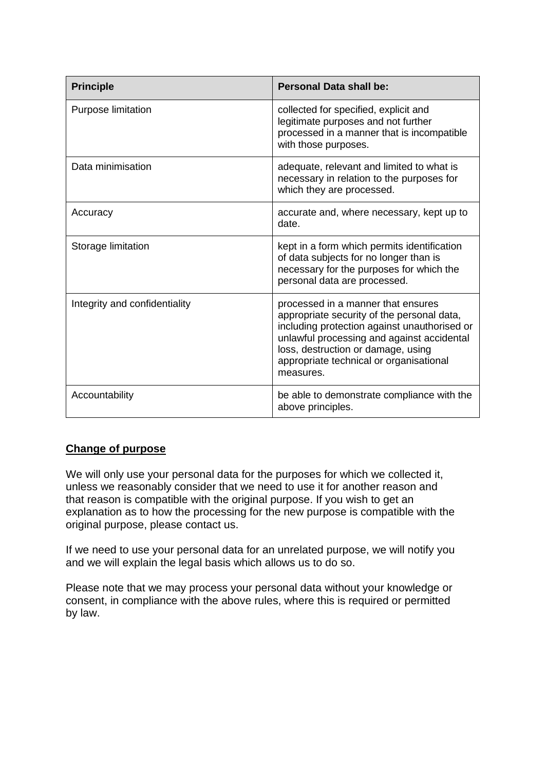| **Principle** | **Personal Data shall be:** |
|---|---|
| Purpose limitation | collected for specified, explicit and legitimate purposes and not further processed in a manner that is incompatible with those purposes. |
| Data minimisation | adequate, relevant and limited to what is necessary in relation to the purposes for which they are processed. |
| Accuracy | accurate and, where necessary, kept up to date. |
| Storage limitation | kept in a form which permits identification of data subjects for no longer than is necessary for the purposes for which the personal data are processed. |
| Integrity and confidentiality | processed in a manner that ensures appropriate security of the personal data, including protection against unauthorised or unlawful processing and against accidental loss, destruction or damage, using appropriate technical or organisational measures. |
| Accountability | be able to demonstrate compliance with the above principles. |

## Change of purpose

We will only use your personal data for the purposes for which we collected it, unless we reasonably consider that we need to use it for another reason and that reason is compatible with the original purpose. If you wish to get an explanation as to how the processing for the new purpose is compatible with the original purpose, please contact us.

If we need to use your personal data for an unrelated purpose, we will notify you and we will explain the legal basis which allows us to do so.

Please note that we may process your personal data without your knowledge or consent, in compliance with the above rules, where this is required or permitted by law.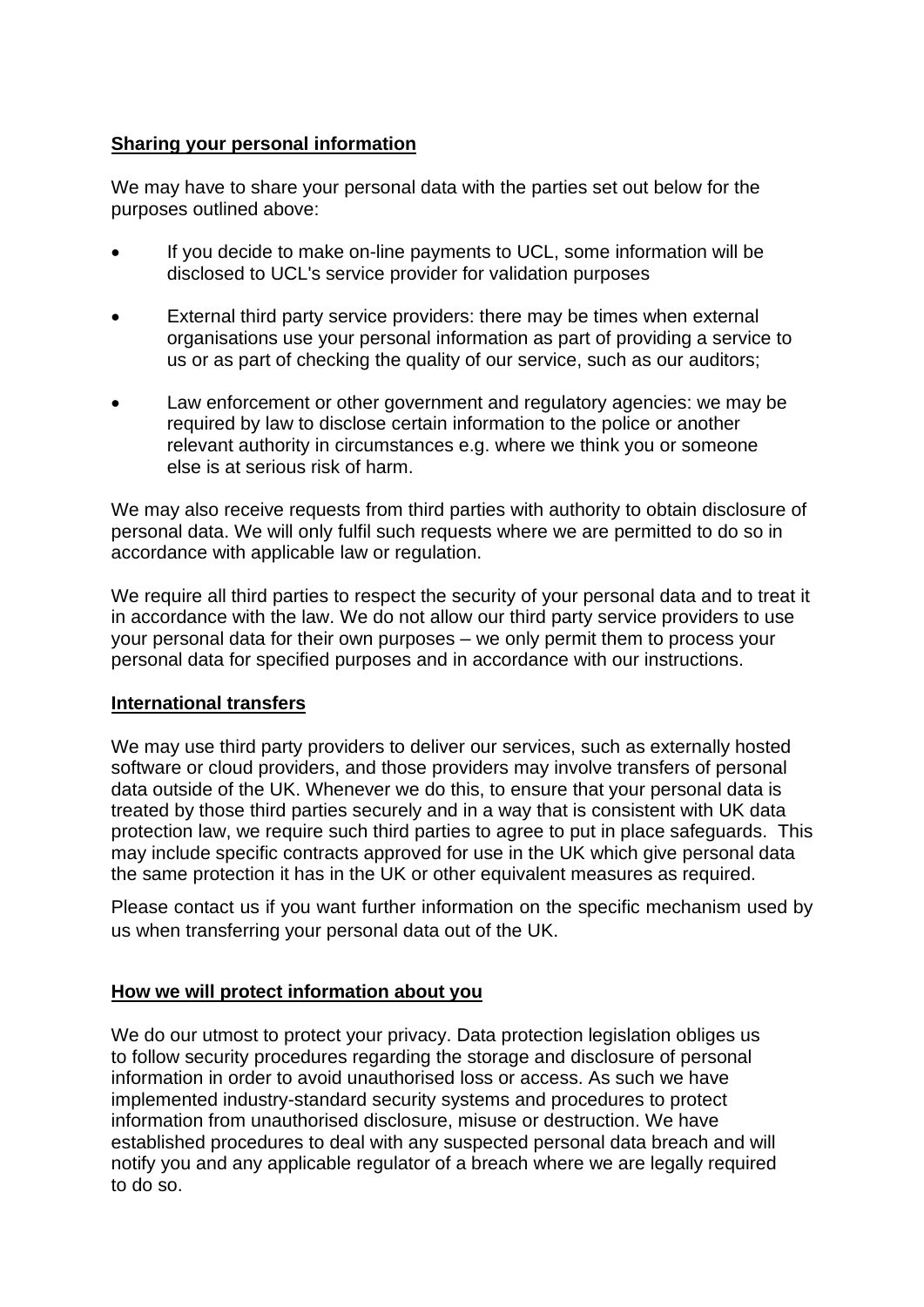## Sharing your personal information

We may have to share your personal data with the parties set out below for the purposes outlined above:

- If you decide to make on-line payments to UCL, some information will be disclosed to UCL's service provider for validation purposes
- External third party service providers: there may be times when external organisations use your personal information as part of providing a service to us or as part of checking the quality of our service, such as our auditors;
- Law enforcement or other government and regulatory agencies: we may be required by law to disclose certain information to the police or another relevant authority in circumstances e.g. where we think you or someone else is at serious risk of harm.

We may also receive requests from third parties with authority to obtain disclosure of personal data. We will only fulfil such requests where we are permitted to do so in accordance with applicable law or regulation.

We require all third parties to respect the security of your personal data and to treat it in accordance with the law. We do not allow our third party service providers to use your personal data for their own purposes – we only permit them to process your personal data for specified purposes and in accordance with our instructions.

## International transfers

We may use third party providers to deliver our services, such as externally hosted software or cloud providers, and those providers may involve transfers of personal data outside of the UK. Whenever we do this, to ensure that your personal data is treated by those third parties securely and in a way that is consistent with UK data protection law, we require such third parties to agree to put in place safeguards. This may include specific contracts approved for use in the UK which give personal data the same protection it has in the UK or other equivalent measures as required.

Please contact us if you want further information on the specific mechanism used by us when transferring your personal data out of the UK.

## How we will protect information about you

We do our utmost to protect your privacy. Data protection legislation obliges us to follow security procedures regarding the storage and disclosure of personal information in order to avoid unauthorised loss or access. As such we have implemented industry-standard security systems and procedures to protect information from unauthorised disclosure, misuse or destruction. We have established procedures to deal with any suspected personal data breach and will notify you and any applicable regulator of a breach where we are legally required to do so.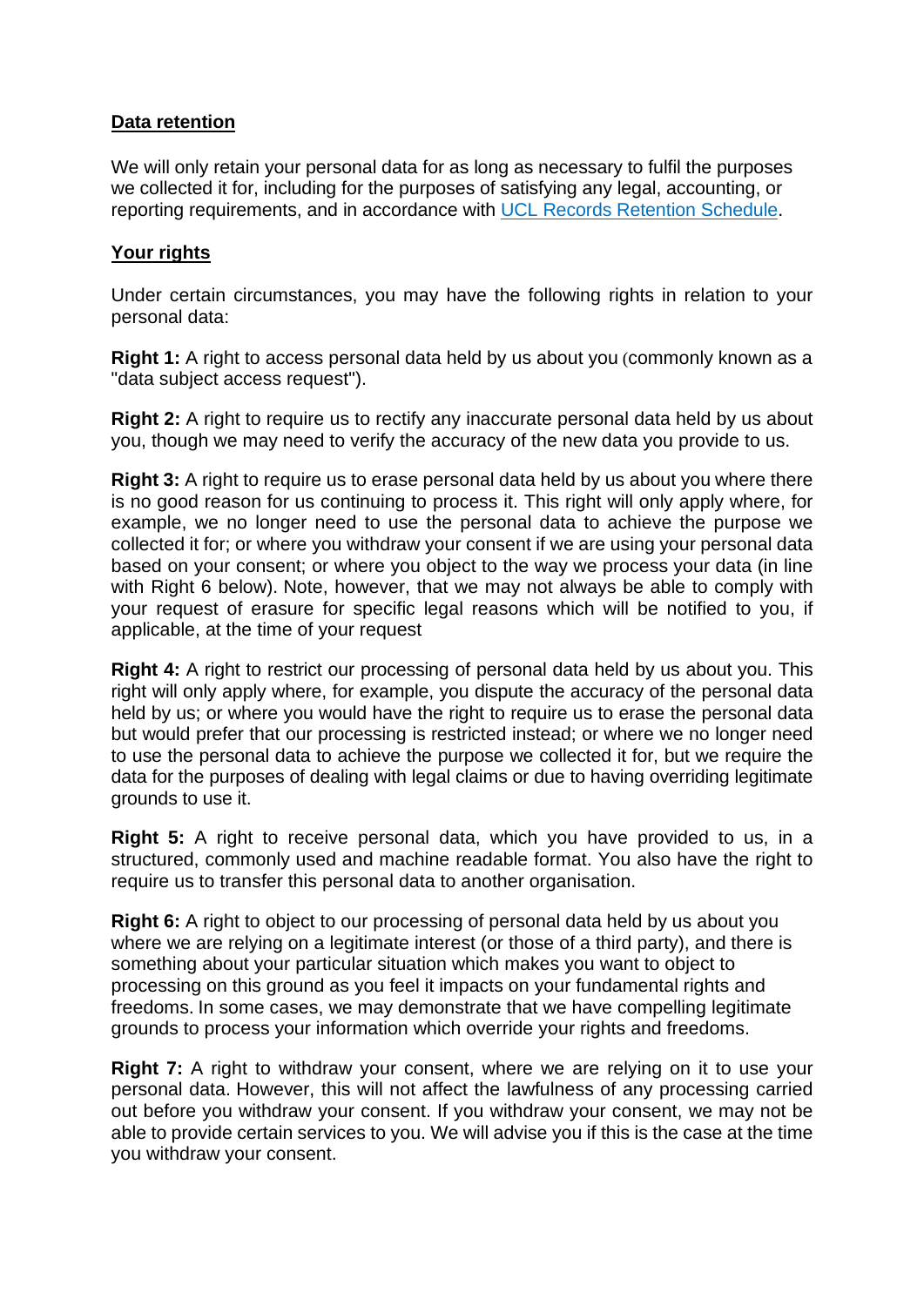**Data retention**

We will only retain your personal data for as long as necessary to fulfil the purposes we collected it for, including for the purposes of satisfying any legal, accounting, or reporting requirements, and in accordance with UCL Records Retention Schedule.

**Your rights**

Under certain circumstances, you may have the following rights in relation to your personal data:

**Right 1:** A right to access personal data held by us about you (commonly known as a "data subject access request").

**Right 2:** A right to require us to rectify any inaccurate personal data held by us about you, though we may need to verify the accuracy of the new data you provide to us.

**Right 3:** A right to require us to erase personal data held by us about you where there is no good reason for us continuing to process it. This right will only apply where, for example, we no longer need to use the personal data to achieve the purpose we collected it for; or where you withdraw your consent if we are using your personal data based on your consent; or where you object to the way we process your data (in line with Right 6 below). Note, however, that we may not always be able to comply with your request of erasure for specific legal reasons which will be notified to you, if applicable, at the time of your request

**Right 4:** A right to restrict our processing of personal data held by us about you. This right will only apply where, for example, you dispute the accuracy of the personal data held by us; or where you would have the right to require us to erase the personal data but would prefer that our processing is restricted instead; or where we no longer need to use the personal data to achieve the purpose we collected it for, but we require the data for the purposes of dealing with legal claims or due to having overriding legitimate grounds to use it.

**Right 5:** A right to receive personal data, which you have provided to us, in a structured, commonly used and machine readable format. You also have the right to require us to transfer this personal data to another organisation.

**Right 6:** A right to object to our processing of personal data held by us about you where we are relying on a legitimate interest (or those of a third party), and there is something about your particular situation which makes you want to object to processing on this ground as you feel it impacts on your fundamental rights and freedoms. In some cases, we may demonstrate that we have compelling legitimate grounds to process your information which override your rights and freedoms.

**Right 7:** A right to withdraw your consent, where we are relying on it to use your personal data. However, this will not affect the lawfulness of any processing carried out before you withdraw your consent. If you withdraw your consent, we may not be able to provide certain services to you. We will advise you if this is the case at the time you withdraw your consent.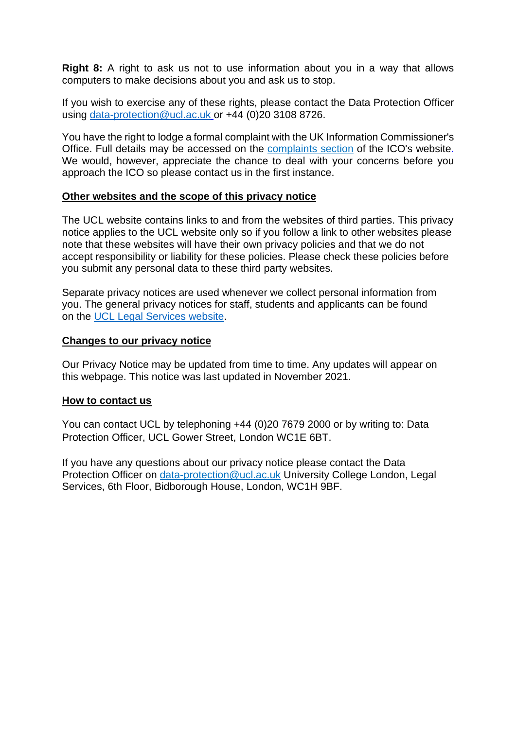**Right 8:** A right to ask us not to use information about you in a way that allows computers to make decisions about you and ask us to stop.

If you wish to exercise any of these rights, please contact the Data Protection Officer using data-protection@ucl.ac.uk or +44 (0)20 3108 8726.

You have the right to lodge a formal complaint with the UK Information Commissioner's Office. Full details may be accessed on the complaints section of the ICO's website. We would, however, appreciate the chance to deal with your concerns before you approach the ICO so please contact us in the first instance.

**Other websites and the scope of this privacy notice**

The UCL website contains links to and from the websites of third parties. This privacy notice applies to the UCL website only so if you follow a link to other websites please note that these websites will have their own privacy policies and that we do not accept responsibility or liability for these policies. Please check these policies before you submit any personal data to these third party websites.

Separate privacy notices are used whenever we collect personal information from you. The general privacy notices for staff, students and applicants can be found on the UCL Legal Services website.

**Changes to our privacy notice**

Our Privacy Notice may be updated from time to time. Any updates will appear on this webpage. This notice was last updated in November 2021.

**How to contact us**

You can contact UCL by telephoning +44 (0)20 7679 2000 or by writing to: Data Protection Officer, UCL Gower Street, London WC1E 6BT.

If you have any questions about our privacy notice please contact the Data Protection Officer on data-protection@ucl.ac.uk University College London, Legal Services, 6th Floor, Bidborough House, London, WC1H 9BF.